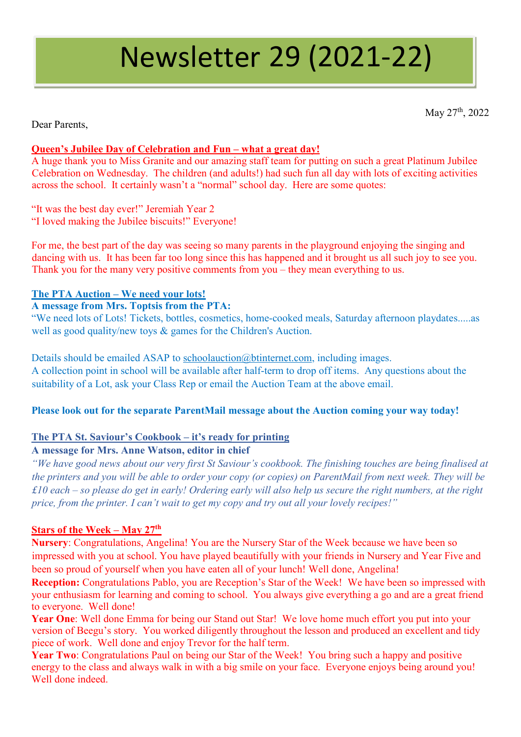# Newsletter 29 (2021-22)

May 27th, 2022

Dear Parents,

**Queen's Jubilee Day of Celebration and Fun – what a great day!**

A huge thank you to Miss Granite and our amazing staff team for putting on such a great Platinum Jubilee Celebration on Wednesday. The children (and adults!) had such fun all day with lots of exciting activities across the school. It certainly wasn't a "normal" school day. Here are some quotes:

"It was the best day ever!" Jeremiah Year 2
"I loved making the Jubilee biscuits!" Everyone!

For me, the best part of the day was seeing so many parents in the playground enjoying the singing and dancing with us. It has been far too long since this has happened and it brought us all such joy to see you. Thank you for the many very positive comments from you – they mean everything to us.

**The PTA Auction – We need your lots!**

**A message from Mrs. Toptsis from the PTA:**

"We need lots of Lots! Tickets, bottles, cosmetics, home-cooked meals, Saturday afternoon playdates.....as well as good quality/new toys & games for the Children's Auction.

Details should be emailed ASAP to schoolauction@btinternet.com, including images.
A collection point in school will be available after half-term to drop off items. Any questions about the suitability of a Lot, ask your Class Rep or email the Auction Team at the above email.

**Please look out for the separate ParentMail message about the Auction coming your way today!**

**The PTA St. Saviour's Cookbook – it's ready for printing**

**A message for Mrs. Anne Watson, editor in chief**

*"We have good news about our very first St Saviour's cookbook. The finishing touches are being finalised at the printers and you will be able to order your copy (or copies) on ParentMail from next week. They will be £10 each – so please do get in early! Ordering early will also help us secure the right numbers, at the right price, from the printer. I can't wait to get my copy and try out all your lovely recipes!"*

**Stars of the Week – May 27th**

**Nursery**: Congratulations, Angelina! You are the Nursery Star of the Week because we have been so impressed with you at school. You have played beautifully with your friends in Nursery and Year Five and been so proud of yourself when you have eaten all of your lunch! Well done, Angelina!

**Reception:** Congratulations Pablo, you are Reception's Star of the Week! We have been so impressed with your enthusiasm for learning and coming to school. You always give everything a go and are a great friend to everyone. Well done!

**Year One**: Well done Emma for being our Stand out Star! We love home much effort you put into your version of Beegu's story. You worked diligently throughout the lesson and produced an excellent and tidy piece of work. Well done and enjoy Trevor for the half term.

**Year Two**: Congratulations Paul on being our Star of the Week! You bring such a happy and positive energy to the class and always walk in with a big smile on your face. Everyone enjoys being around you! Well done indeed.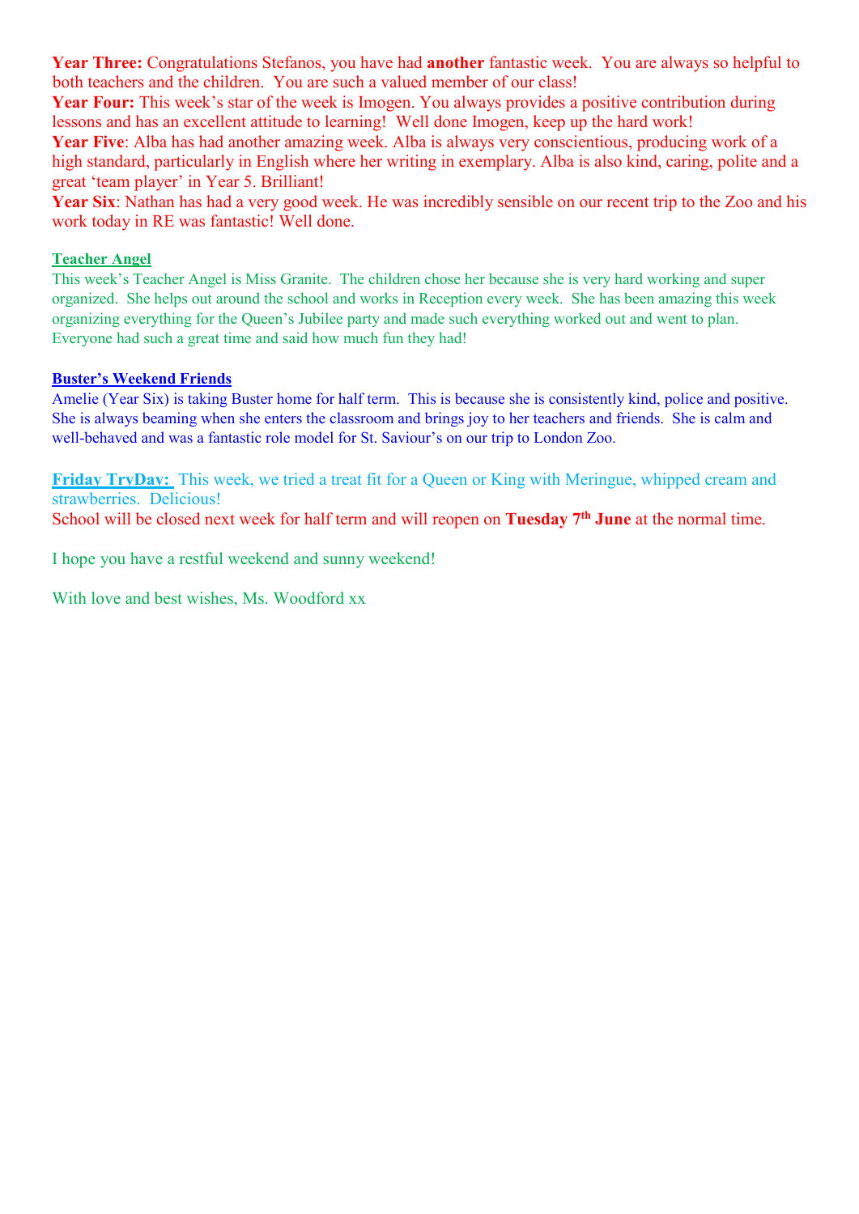**Year Three:** Congratulations Stefanos, you have had **another** fantastic week. You are always so helpful to both teachers and the children. You are such a valued member of our class!
**Year Four:** This week's star of the week is Imogen. You always provides a positive contribution during lessons and has an excellent attitude to learning! Well done Imogen, keep up the hard work!
**Year Five**: Alba has had another amazing week. Alba is always very conscientious, producing work of a high standard, particularly in English where her writing in exemplary. Alba is also kind, caring, polite and a great 'team player' in Year 5. Brilliant!
**Year Six**: Nathan has had a very good week. He was incredibly sensible on our recent trip to the Zoo and his work today in RE was fantastic! Well done.

**Teacher Angel**
This week's Teacher Angel is Miss Granite. The children chose her because she is very hard working and super organized. She helps out around the school and works in Reception every week. She has been amazing this week organizing everything for the Queen's Jubilee party and made such everything worked out and went to plan. Everyone had such a great time and said how much fun they had!

**Buster's Weekend Friends**
Amelie (Year Six) is taking Buster home for half term. This is because she is consistently kind, police and positive. She is always beaming when she enters the classroom and brings joy to her teachers and friends. She is calm and well-behaved and was a fantastic role model for St. Saviour's on our trip to London Zoo.

**Friday TryDay:** This week, we tried a treat fit for a Queen or King with Meringue, whipped cream and strawberries. Delicious!
School will be closed next week for half term and will reopen on **Tuesday 7th June** at the normal time.

I hope you have a restful weekend and sunny weekend!

With love and best wishes, Ms. Woodford xx